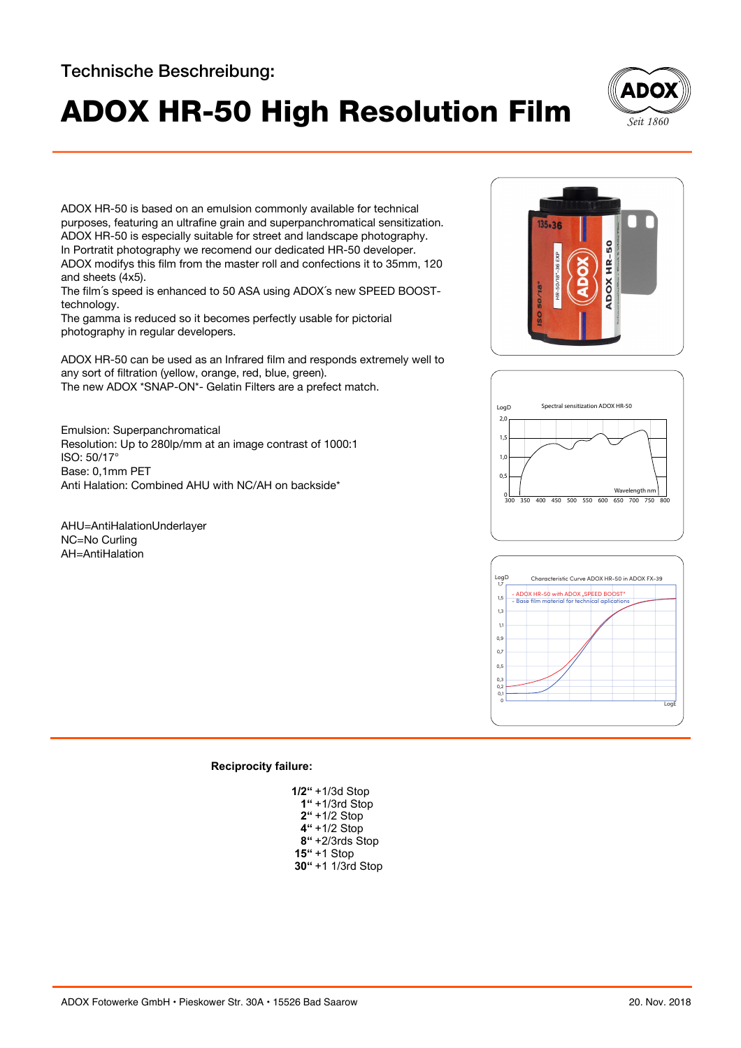Technische Beschreibung:

# ADOX HR-50 High Resolution Film

ADOX HR-50 is based on an emulsion commonly available for technical purposes, featuring an ultrafine grain and superpanchromatical sensitization.
ADOX HR-50 is especially suitable for street and landscape photography.
In Portratit photography we recomend our dedicated HR-50 developer.
ADOX modifys this film from the master roll and confections it to 35mm, 120 and sheets (4x5).
The film´s speed is enhanced to 50 ASA using ADOX´s new SPEED BOOST-technology.
The gamma is reduced so it becomes perfectly usable for pictorial photography in regular developers.

ADOX HR-50 can be used as an Infrared film and responds extremely well to any sort of filtration (yellow, orange, red, blue, green).
The new ADOX *SNAP-ON*- Gelatin Filters are a prefect match.

Emulsion: Superpanchromatical
Resolution: Up to 280lp/mm at an image contrast of 1000:1
ISO: 50/17°
Base: 0,1mm PET
Anti Halation: Combined AHU with NC/AH on backside*

AHU=AntiHalationUnderlayer
NC=No Curling
AH=AntiHalation

Spectral sensitization ADOX HR-50

Characteristic Curve ADOX HR-50 in ADOX FX-39

- ADOX HR-50 with ADOX „SPEED BOOST"
- Base film material for technical aplications

**Reciprocity failure:**

**1/2"** +1/3d Stop
**1"** +1/3rd Stop
**2"** +1/2 Stop
**4"** +1/2 Stop
**8"** +2/3rds Stop
**15"** +1 Stop
**30"** +1 1/3rd Stop

ADOX Fotowerke GmbH • Pieskower Str. 30A • 15526 Bad Saarow

20. Nov. 2018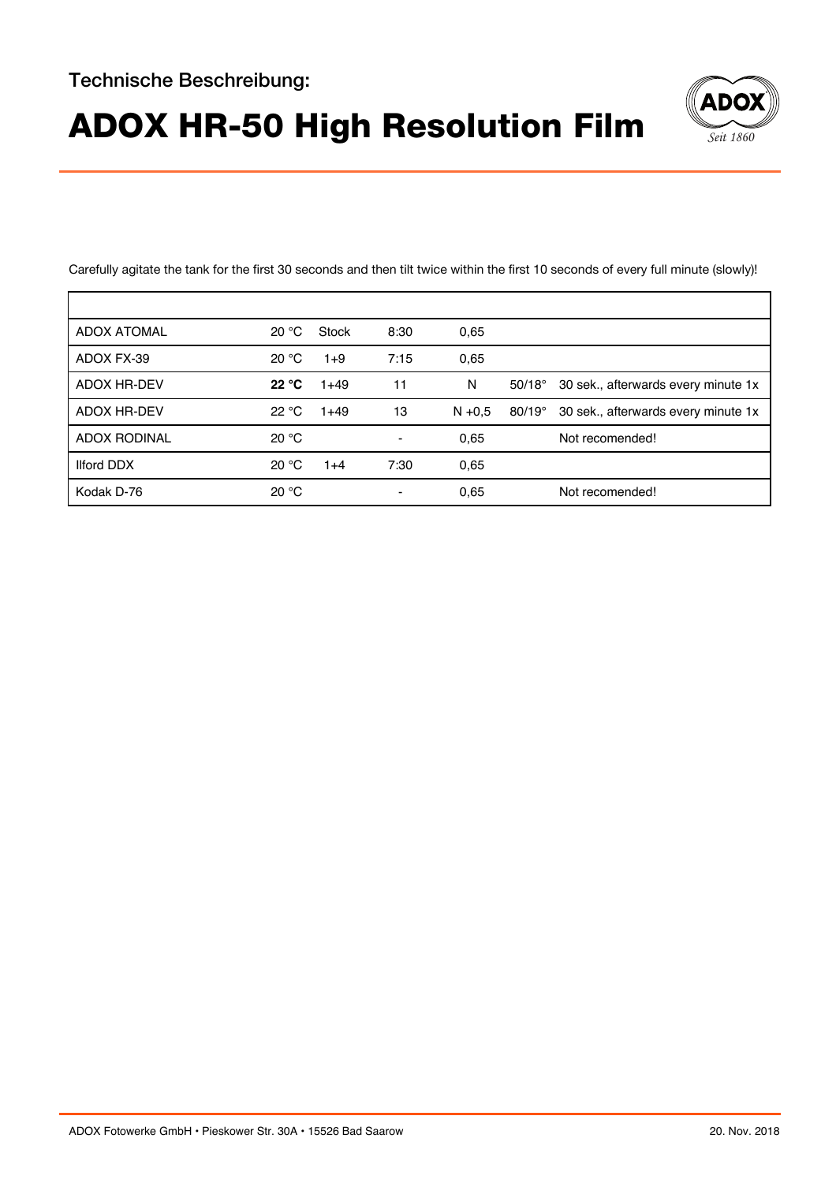Technische Beschreibung:

# ADOX HR-50 High Resolution Film

Carefully agitate the tank for the first 30 seconds and then tilt twice within the first 10 seconds of every full minute (slowly)!

| | | | | | | |
|---|---|---|---|---|---|---|
| ADOX ATOMAL | 20 °C | Stock | 8:30 | 0,65 | | |
| ADOX FX-39 | 20 °C | 1+9 | 7:15 | 0,65 | | |
| ADOX HR-DEV | **22 °C** | 1+49 | 11 | N | 50/18° | 30 sek., afterwards every minute 1x |
| ADOX HR-DEV | 22 °C | 1+49 | 13 | N +0,5 | 80/19° | 30 sek., afterwards every minute 1x |
| ADOX RODINAL | 20 °C | | - | 0,65 | | Not recomended! |
| Ilford DDX | 20 °C | 1+4 | 7:30 | 0,65 | | |
| Kodak D-76 | 20 °C | | - | 0,65 | | Not recomended! |

ADOX Fotowerke GmbH • Pieskower Str. 30A • 15526 Bad Saarow

20. Nov. 2018